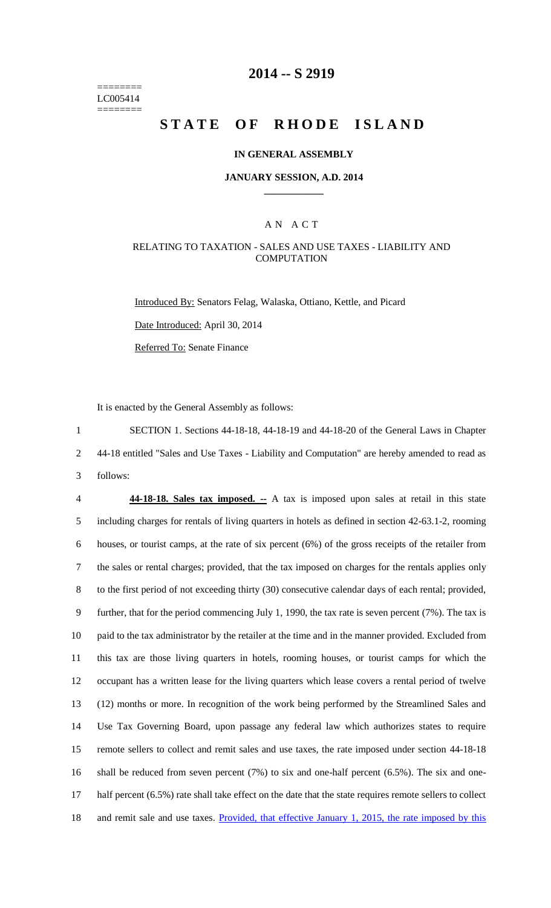========
LC005414
========

# 2014 -- S 2919

# STATE OF RHODE ISLAND

**IN GENERAL ASSEMBLY**

**JANUARY SESSION, A.D. 2014**

## AN ACT

RELATING TO TAXATION - SALES AND USE TAXES - LIABILITY AND COMPUTATION

Introduced By: Senators Felag, Walaska, Ottiano, Kettle, and Picard

Date Introduced: April 30, 2014

Referred To: Senate Finance

It is enacted by the General Assembly as follows:

1 SECTION 1. Sections 44-18-18, 44-18-19 and 44-18-20 of the General Laws in Chapter
2 44-18 entitled "Sales and Use Taxes - Liability and Computation" are hereby amended to read as
3 follows:

4 **44-18-18. Sales tax imposed. --** A tax is imposed upon sales at retail in this state
5 including charges for rentals of living quarters in hotels as defined in section 42-63.1-2, rooming
6 houses, or tourist camps, at the rate of six percent (6%) of the gross receipts of the retailer from
7 the sales or rental charges; provided, that the tax imposed on charges for the rentals applies only
8 to the first period of not exceeding thirty (30) consecutive calendar days of each rental; provided,
9 further, that for the period commencing July 1, 1990, the tax rate is seven percent (7%). The tax is
10 paid to the tax administrator by the retailer at the time and in the manner provided. Excluded from
11 this tax are those living quarters in hotels, rooming houses, or tourist camps for which the
12 occupant has a written lease for the living quarters which lease covers a rental period of twelve
13 (12) months or more. In recognition of the work being performed by the Streamlined Sales and
14 Use Tax Governing Board, upon passage any federal law which authorizes states to require
15 remote sellers to collect and remit sales and use taxes, the rate imposed under section 44-18-18
16 shall be reduced from seven percent (7%) to six and one-half percent (6.5%). The six and one-
17 half percent (6.5%) rate shall take effect on the date that the state requires remote sellers to collect
18 and remit sale and use taxes. Provided, that effective January 1, 2015, the rate imposed by this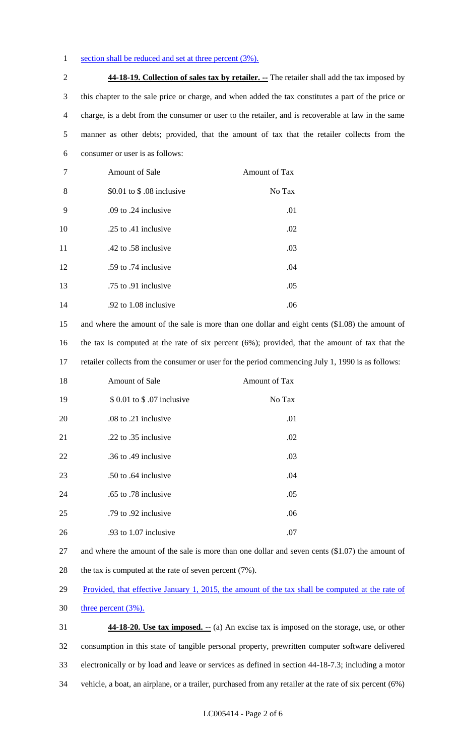section shall be reduced and set at three percent (3%).

**44-18-19. Collection of sales tax by retailer. --** The retailer shall add the tax imposed by this chapter to the sale price or charge, and when added the tax constitutes a part of the price or charge, is a debt from the consumer or user to the retailer, and is recoverable at law in the same manner as other debts; provided, that the amount of tax that the retailer collects from the consumer or user is as follows:

| Amount of Sale | Amount of Tax |
|---|---|
| $0.01 to $ .08 inclusive | No Tax |
| .09 to .24 inclusive | .01 |
| .25 to .41 inclusive | .02 |
| .42 to .58 inclusive | .03 |
| .59 to .74 inclusive | .04 |
| .75 to .91 inclusive | .05 |
| .92 to 1.08 inclusive | .06 |

and where the amount of the sale is more than one dollar and eight cents ($1.08) the amount of the tax is computed at the rate of six percent (6%); provided, that the amount of tax that the retailer collects from the consumer or user for the period commencing July 1, 1990 is as follows:

| Amount of Sale | Amount of Tax |
|---|---|
| $ 0.01 to $ .07 inclusive | No Tax |
| .08 to .21 inclusive | .01 |
| .22 to .35 inclusive | .02 |
| .36 to .49 inclusive | .03 |
| .50 to .64 inclusive | .04 |
| .65 to .78 inclusive | .05 |
| .79 to .92 inclusive | .06 |
| .93 to 1.07 inclusive | .07 |

and where the amount of the sale is more than one dollar and seven cents ($1.07) the amount of the tax is computed at the rate of seven percent (7%).

Provided, that effective January 1, 2015, the amount of the tax shall be computed at the rate of three percent (3%).

**44-18-20. Use tax imposed. --** (a) An excise tax is imposed on the storage, use, or other consumption in this state of tangible personal property, prewritten computer software delivered electronically or by load and leave or services as defined in section 44-18-7.3; including a motor vehicle, a boat, an airplane, or a trailer, purchased from any retailer at the rate of six percent (6%)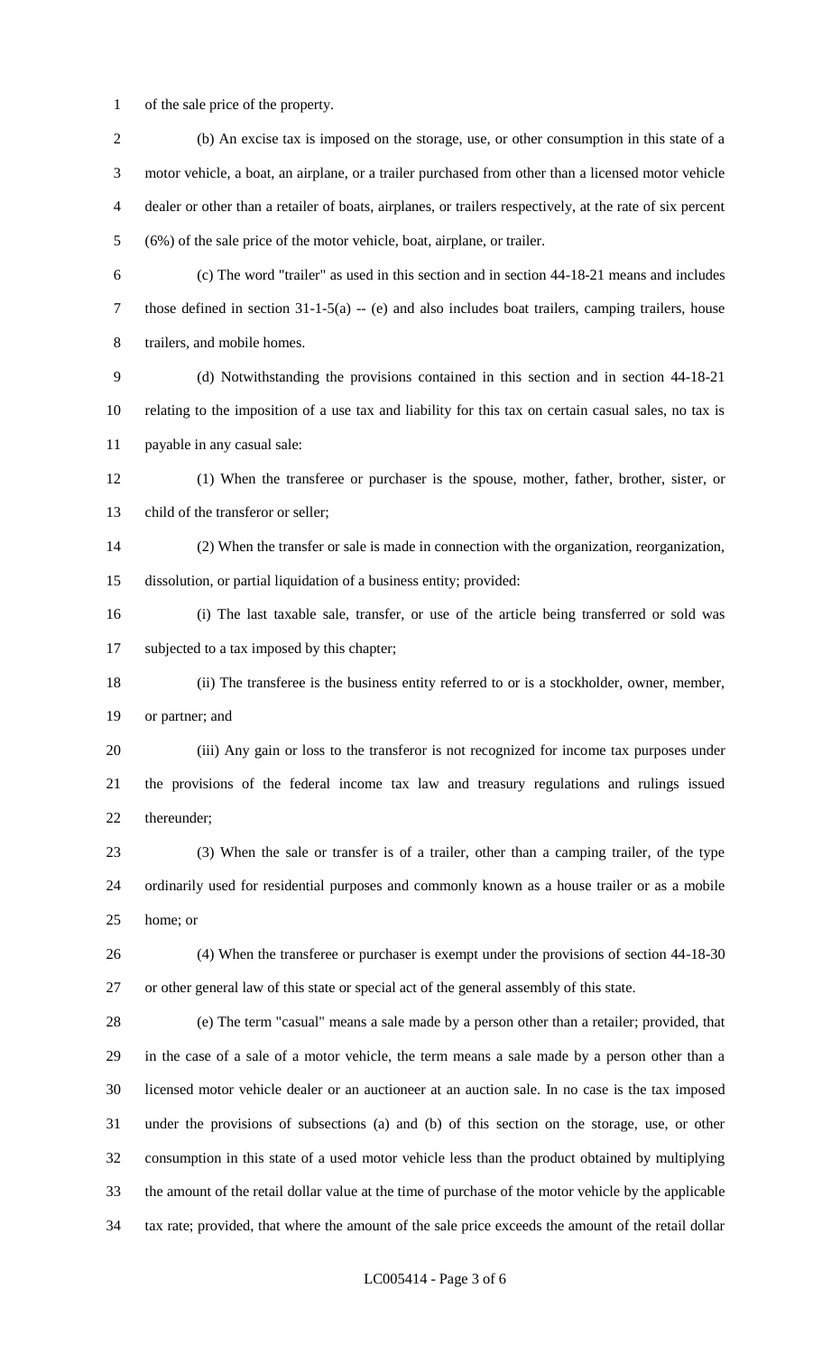of the sale price of the property.

(b) An excise tax is imposed on the storage, use, or other consumption in this state of a motor vehicle, a boat, an airplane, or a trailer purchased from other than a licensed motor vehicle dealer or other than a retailer of boats, airplanes, or trailers respectively, at the rate of six percent (6%) of the sale price of the motor vehicle, boat, airplane, or trailer.

(c) The word "trailer" as used in this section and in section 44-18-21 means and includes those defined in section 31-1-5(a) -- (e) and also includes boat trailers, camping trailers, house trailers, and mobile homes.

(d) Notwithstanding the provisions contained in this section and in section 44-18-21 relating to the imposition of a use tax and liability for this tax on certain casual sales, no tax is payable in any casual sale:

(1) When the transferee or purchaser is the spouse, mother, father, brother, sister, or child of the transferor or seller;

(2) When the transfer or sale is made in connection with the organization, reorganization, dissolution, or partial liquidation of a business entity; provided:

(i) The last taxable sale, transfer, or use of the article being transferred or sold was subjected to a tax imposed by this chapter;

(ii) The transferee is the business entity referred to or is a stockholder, owner, member, or partner; and

(iii) Any gain or loss to the transferor is not recognized for income tax purposes under the provisions of the federal income tax law and treasury regulations and rulings issued thereunder;

(3) When the sale or transfer is of a trailer, other than a camping trailer, of the type ordinarily used for residential purposes and commonly known as a house trailer or as a mobile home; or

(4) When the transferee or purchaser is exempt under the provisions of section 44-18-30 or other general law of this state or special act of the general assembly of this state.

(e) The term "casual" means a sale made by a person other than a retailer; provided, that in the case of a sale of a motor vehicle, the term means a sale made by a person other than a licensed motor vehicle dealer or an auctioneer at an auction sale. In no case is the tax imposed under the provisions of subsections (a) and (b) of this section on the storage, use, or other consumption in this state of a used motor vehicle less than the product obtained by multiplying the amount of the retail dollar value at the time of purchase of the motor vehicle by the applicable tax rate; provided, that where the amount of the sale price exceeds the amount of the retail dollar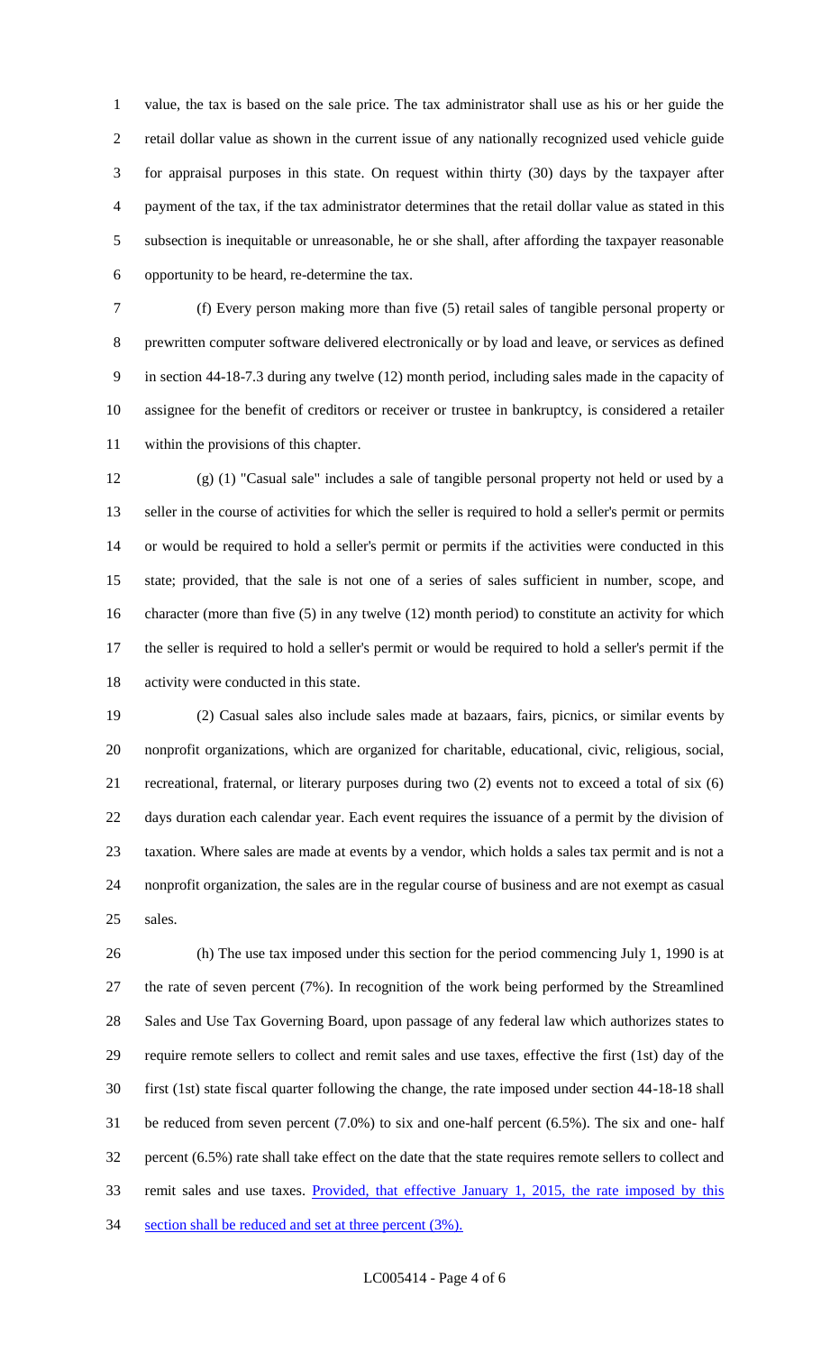value, the tax is based on the sale price. The tax administrator shall use as his or her guide the retail dollar value as shown in the current issue of any nationally recognized used vehicle guide for appraisal purposes in this state. On request within thirty (30) days by the taxpayer after payment of the tax, if the tax administrator determines that the retail dollar value as stated in this subsection is inequitable or unreasonable, he or she shall, after affording the taxpayer reasonable opportunity to be heard, re-determine the tax.

(f) Every person making more than five (5) retail sales of tangible personal property or prewritten computer software delivered electronically or by load and leave, or services as defined in section 44-18-7.3 during any twelve (12) month period, including sales made in the capacity of assignee for the benefit of creditors or receiver or trustee in bankruptcy, is considered a retailer within the provisions of this chapter.

(g) (1) "Casual sale" includes a sale of tangible personal property not held or used by a seller in the course of activities for which the seller is required to hold a seller's permit or permits or would be required to hold a seller's permit or permits if the activities were conducted in this state; provided, that the sale is not one of a series of sales sufficient in number, scope, and character (more than five (5) in any twelve (12) month period) to constitute an activity for which the seller is required to hold a seller's permit or would be required to hold a seller's permit if the activity were conducted in this state.

(2) Casual sales also include sales made at bazaars, fairs, picnics, or similar events by nonprofit organizations, which are organized for charitable, educational, civic, religious, social, recreational, fraternal, or literary purposes during two (2) events not to exceed a total of six (6) days duration each calendar year. Each event requires the issuance of a permit by the division of taxation. Where sales are made at events by a vendor, which holds a sales tax permit and is not a nonprofit organization, the sales are in the regular course of business and are not exempt as casual sales.

(h) The use tax imposed under this section for the period commencing July 1, 1990 is at the rate of seven percent (7%). In recognition of the work being performed by the Streamlined Sales and Use Tax Governing Board, upon passage of any federal law which authorizes states to require remote sellers to collect and remit sales and use taxes, effective the first (1st) day of the first (1st) state fiscal quarter following the change, the rate imposed under section 44-18-18 shall be reduced from seven percent (7.0%) to six and one-half percent (6.5%). The six and one- half percent (6.5%) rate shall take effect on the date that the state requires remote sellers to collect and remit sales and use taxes. Provided, that effective January 1, 2015, the rate imposed by this section shall be reduced and set at three percent (3%).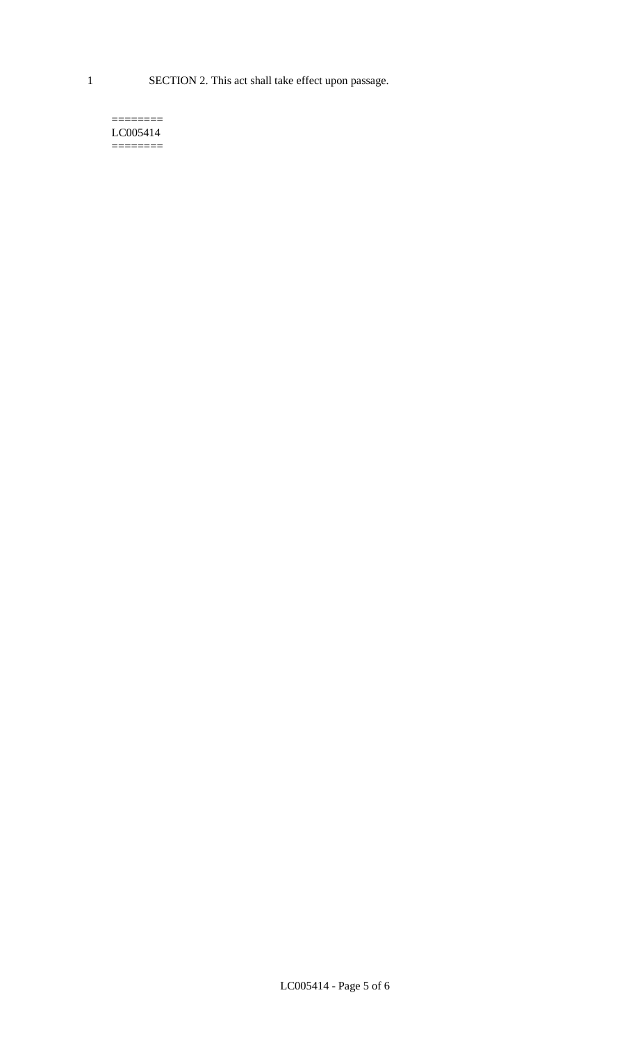SECTION 2. This act shall take effect upon passage.

========
LC005414
========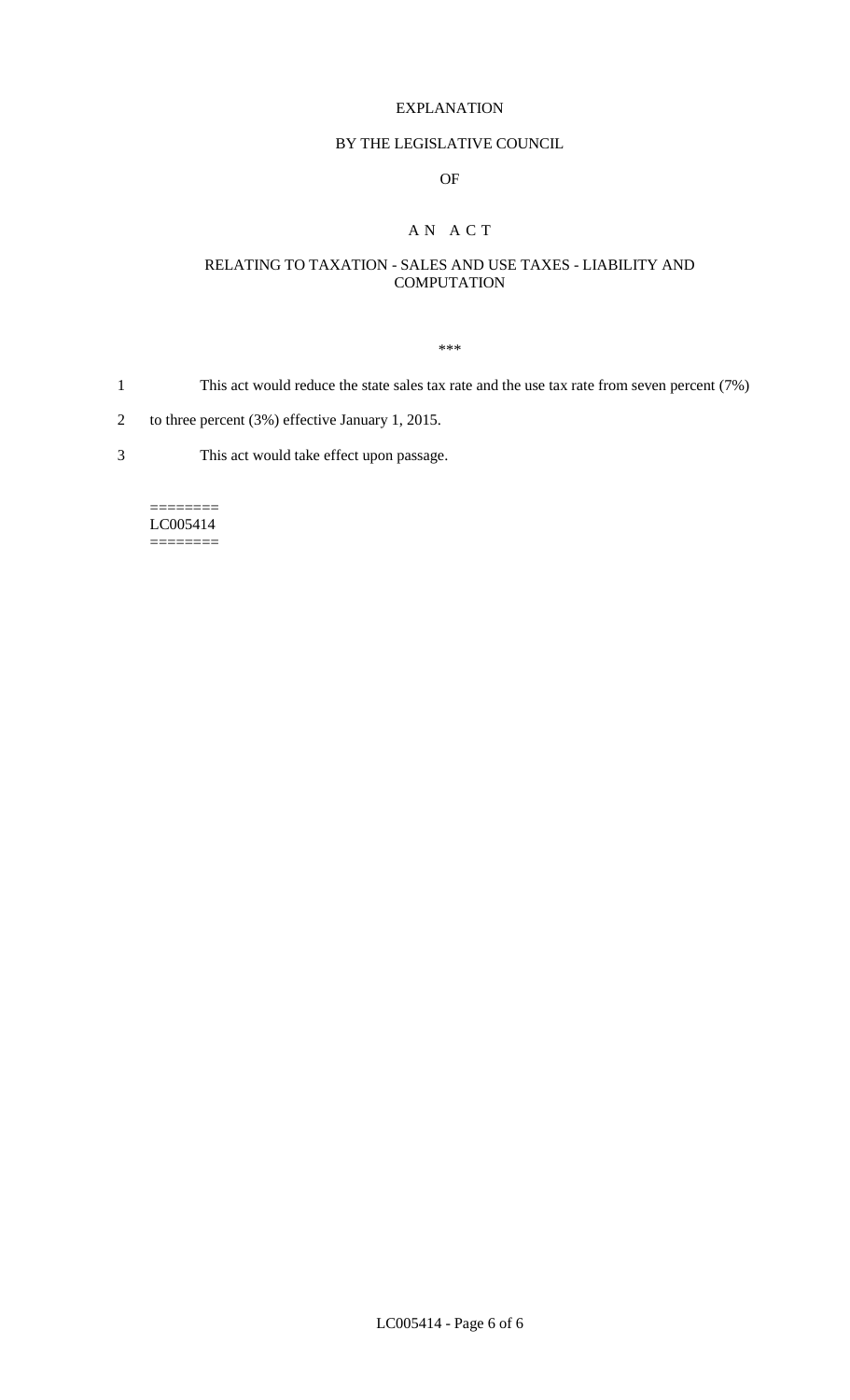EXPLANATION

BY THE LEGISLATIVE COUNCIL

OF

A N A C T

RELATING TO TAXATION - SALES AND USE TAXES - LIABILITY AND COMPUTATION

\*\*\*

1 This act would reduce the state sales tax rate and the use tax rate from seven percent (7%)

2 to three percent (3%) effective January 1, 2015.

3 This act would take effect upon passage.

========
LC005414
========